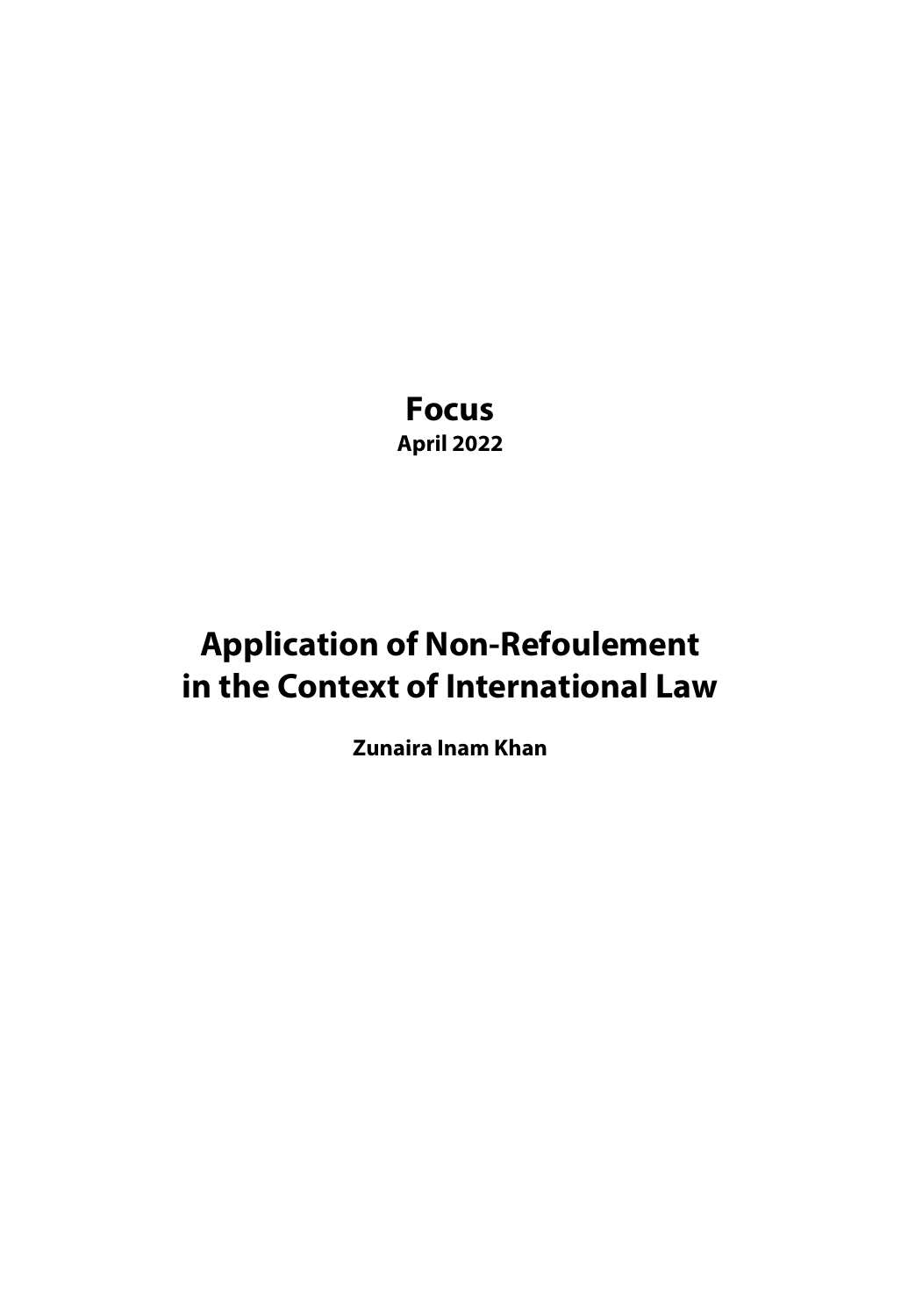**Focus**

**April 2022**

# Application of Non-Refoulement in the Context of International Law

**Zunaira Inam Khan**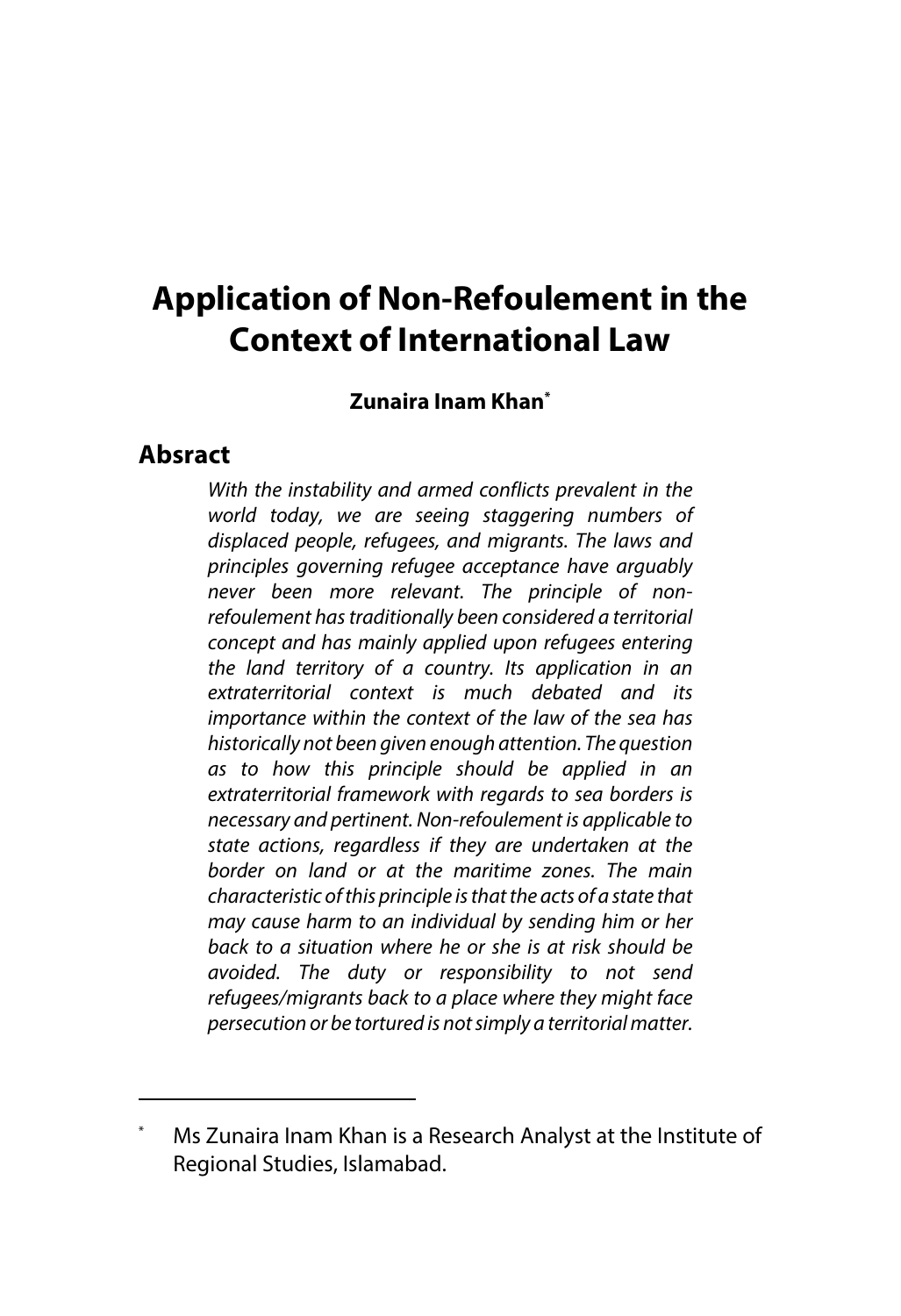# Application of Non-Refoulement in the Context of International Law

**Zunaira Inam Khan***

## Absract

*With the instability and armed conflicts prevalent in the world today, we are seeing staggering numbers of displaced people, refugees, and migrants. The laws and principles governing refugee acceptance have arguably never been more relevant. The principle of non-refoulement has traditionally been considered a territorial concept and has mainly applied upon refugees entering the land territory of a country. Its application in an extraterritorial context is much debated and its importance within the context of the law of the sea has historically not been given enough attention. The question as to how this principle should be applied in an extraterritorial framework with regards to sea borders is necessary and pertinent. Non-refoulement is applicable to state actions, regardless if they are undertaken at the border on land or at the maritime zones. The main characteristic of this principle is that the acts of a state that may cause harm to an individual by sending him or her back to a situation where he or she is at risk should be avoided. The duty or responsibility to not send refugees/migrants back to a place where they might face persecution or be tortured is not simply a territorial matter.*

---

\* Ms Zunaira Inam Khan is a Research Analyst at the Institute of Regional Studies, Islamabad.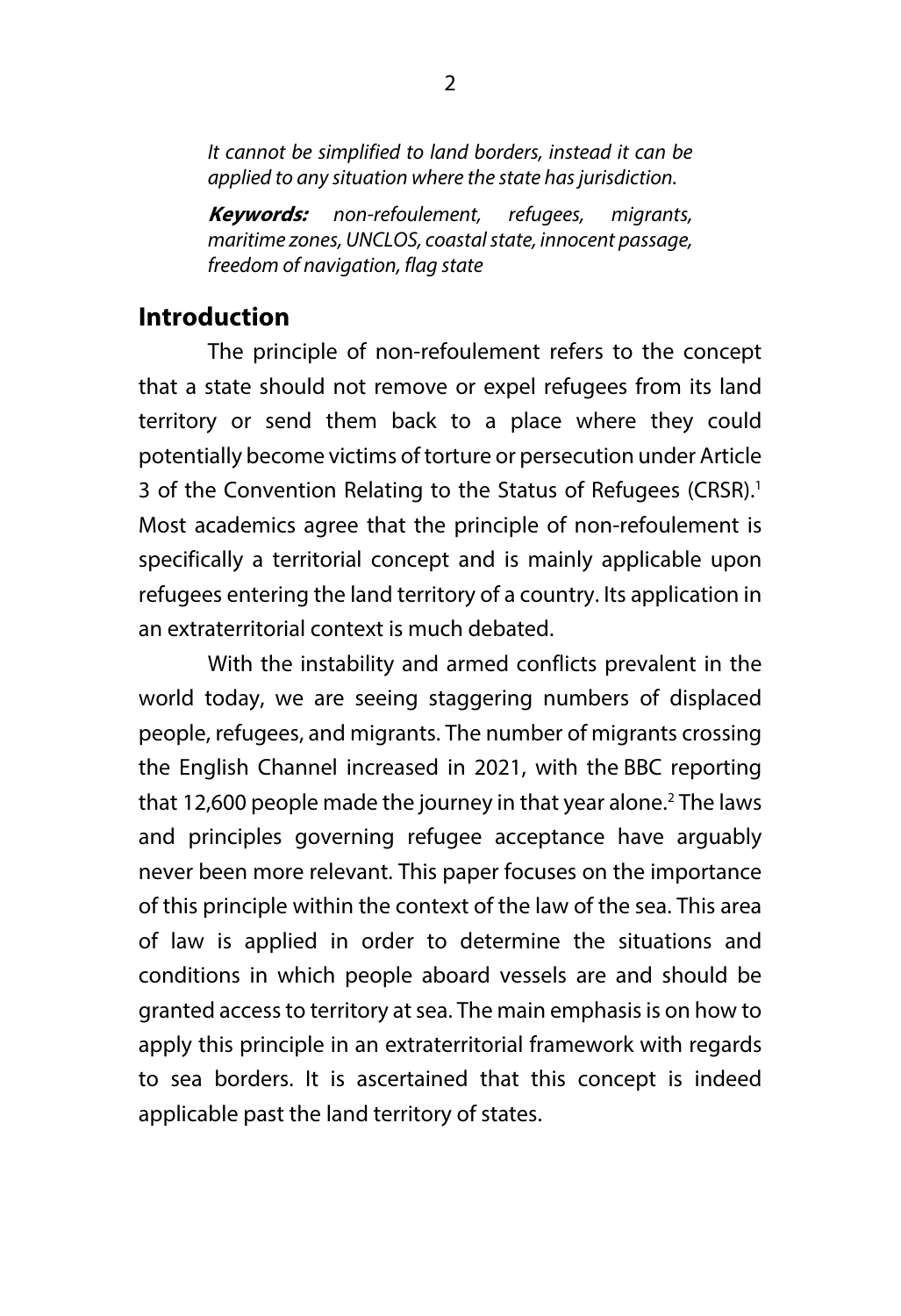*It cannot be simplified to land borders, instead it can be applied to any situation where the state has jurisdiction.*

***Keywords:*** *non-refoulement, refugees, migrants, maritime zones, UNCLOS, coastal state, innocent passage, freedom of navigation, flag state*

## Introduction

The principle of non-refoulement refers to the concept that a state should not remove or expel refugees from its land territory or send them back to a place where they could potentially become victims of torture or persecution under Article 3 of the Convention Relating to the Status of Refugees (CRSR).[1] Most academics agree that the principle of non-refoulement is specifically a territorial concept and is mainly applicable upon refugees entering the land territory of a country. Its application in an extraterritorial context is much debated.

With the instability and armed conflicts prevalent in the world today, we are seeing staggering numbers of displaced people, refugees, and migrants. The number of migrants crossing the English Channel increased in 2021, with the BBC reporting that 12,600 people made the journey in that year alone.[2] The laws and principles governing refugee acceptance have arguably never been more relevant. This paper focuses on the importance of this principle within the context of the law of the sea. This area of law is applied in order to determine the situations and conditions in which people aboard vessels are and should be granted access to territory at sea. The main emphasis is on how to apply this principle in an extraterritorial framework with regards to sea borders. It is ascertained that this concept is indeed applicable past the land territory of states.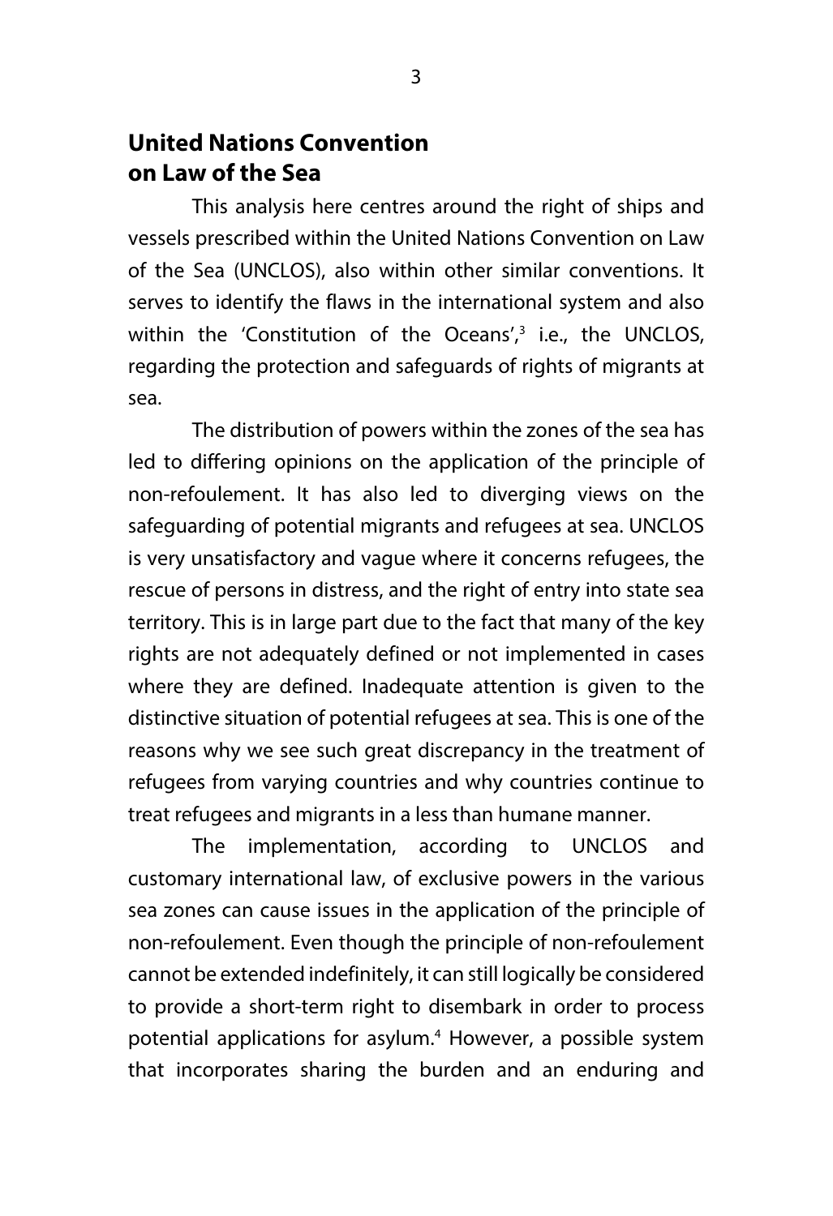## United Nations Convention on Law of the Sea

This analysis here centres around the right of ships and vessels prescribed within the United Nations Convention on Law of the Sea (UNCLOS), also within other similar conventions. It serves to identify the flaws in the international system and also within the 'Constitution of the Oceans',[3] i.e., the UNCLOS, regarding the protection and safeguards of rights of migrants at sea.

The distribution of powers within the zones of the sea has led to differing opinions on the application of the principle of non-refoulement. It has also led to diverging views on the safeguarding of potential migrants and refugees at sea. UNCLOS is very unsatisfactory and vague where it concerns refugees, the rescue of persons in distress, and the right of entry into state sea territory. This is in large part due to the fact that many of the key rights are not adequately defined or not implemented in cases where they are defined. Inadequate attention is given to the distinctive situation of potential refugees at sea. This is one of the reasons why we see such great discrepancy in the treatment of refugees from varying countries and why countries continue to treat refugees and migrants in a less than humane manner.

The implementation, according to UNCLOS and customary international law, of exclusive powers in the various sea zones can cause issues in the application of the principle of non-refoulement. Even though the principle of non-refoulement cannot be extended indefinitely, it can still logically be considered to provide a short-term right to disembark in order to process potential applications for asylum.[4] However, a possible system that incorporates sharing the burden and an enduring and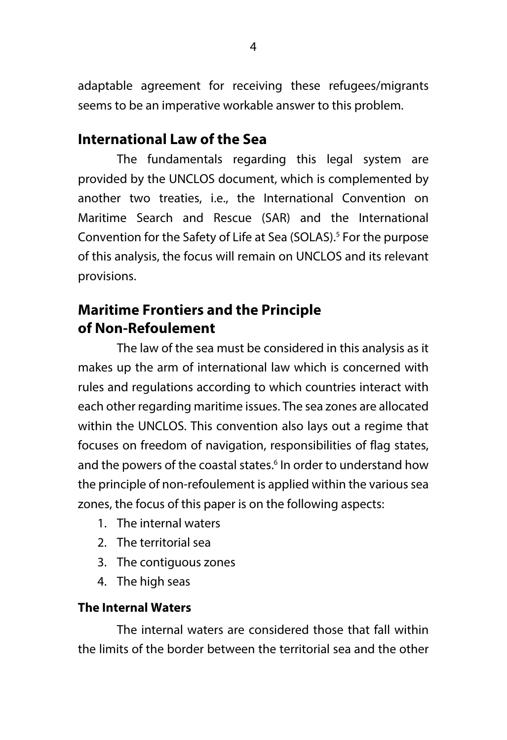adaptable agreement for receiving these refugees/migrants seems to be an imperative workable answer to this problem.

## International Law of the Sea

The fundamentals regarding this legal system are provided by the UNCLOS document, which is complemented by another two treaties, i.e., the International Convention on Maritime Search and Rescue (SAR) and the International Convention for the Safety of Life at Sea (SOLAS).[5] For the purpose of this analysis, the focus will remain on UNCLOS and its relevant provisions.

## Maritime Frontiers and the Principle of Non-Refoulement

The law of the sea must be considered in this analysis as it makes up the arm of international law which is concerned with rules and regulations according to which countries interact with each other regarding maritime issues. The sea zones are allocated within the UNCLOS. This convention also lays out a regime that focuses on freedom of navigation, responsibilities of flag states, and the powers of the coastal states.[6] In order to understand how the principle of non-refoulement is applied within the various sea zones, the focus of this paper is on the following aspects:

1. The internal waters
2. The territorial sea
3. The contiguous zones
4. The high seas

### The Internal Waters

The internal waters are considered those that fall within the limits of the border between the territorial sea and the other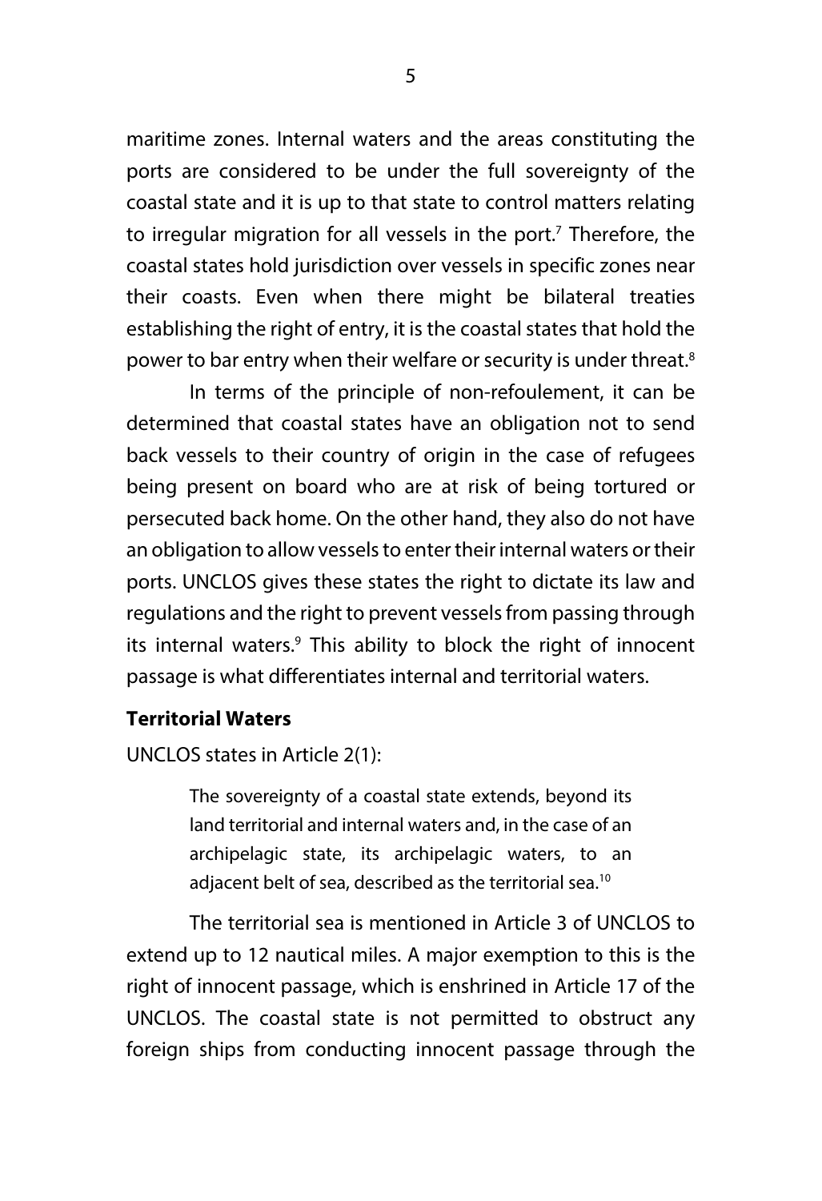maritime zones. Internal waters and the areas constituting the ports are considered to be under the full sovereignty of the coastal state and it is up to that state to control matters relating to irregular migration for all vessels in the port.[7] Therefore, the coastal states hold jurisdiction over vessels in specific zones near their coasts. Even when there might be bilateral treaties establishing the right of entry, it is the coastal states that hold the power to bar entry when their welfare or security is under threat.[8]

In terms of the principle of non-refoulement, it can be determined that coastal states have an obligation not to send back vessels to their country of origin in the case of refugees being present on board who are at risk of being tortured or persecuted back home. On the other hand, they also do not have an obligation to allow vessels to enter their internal waters or their ports. UNCLOS gives these states the right to dictate its law and regulations and the right to prevent vessels from passing through its internal waters.[9] This ability to block the right of innocent passage is what differentiates internal and territorial waters.

**Territorial Waters**

UNCLOS states in Article 2(1):

> The sovereignty of a coastal state extends, beyond its land territorial and internal waters and, in the case of an archipelagic state, its archipelagic waters, to an adjacent belt of sea, described as the territorial sea.[10]

The territorial sea is mentioned in Article 3 of UNCLOS to extend up to 12 nautical miles. A major exemption to this is the right of innocent passage, which is enshrined in Article 17 of the UNCLOS. The coastal state is not permitted to obstruct any foreign ships from conducting innocent passage through the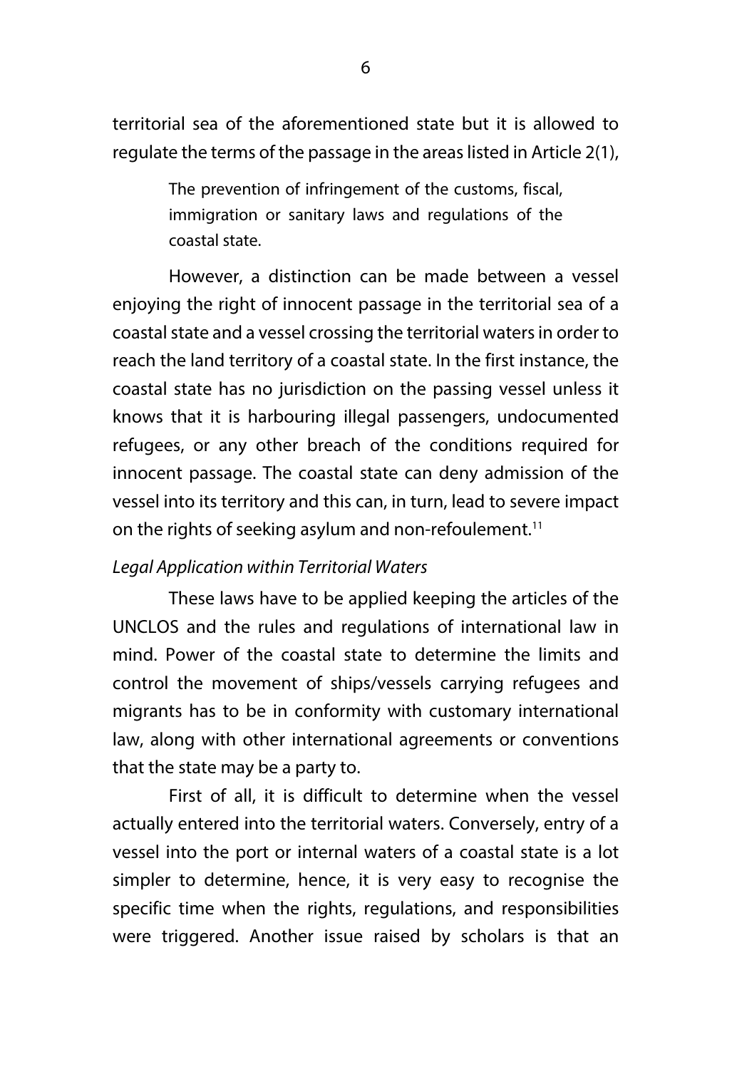territorial sea of the aforementioned state but it is allowed to regulate the terms of the passage in the areas listed in Article 2(1),

> The prevention of infringement of the customs, fiscal, immigration or sanitary laws and regulations of the coastal state.

However, a distinction can be made between a vessel enjoying the right of innocent passage in the territorial sea of a coastal state and a vessel crossing the territorial waters in order to reach the land territory of a coastal state. In the first instance, the coastal state has no jurisdiction on the passing vessel unless it knows that it is harbouring illegal passengers, undocumented refugees, or any other breach of the conditions required for innocent passage. The coastal state can deny admission of the vessel into its territory and this can, in turn, lead to severe impact on the rights of seeking asylum and non-refoulement.[11]

*Legal Application within Territorial Waters*

These laws have to be applied keeping the articles of the UNCLOS and the rules and regulations of international law in mind. Power of the coastal state to determine the limits and control the movement of ships/vessels carrying refugees and migrants has to be in conformity with customary international law, along with other international agreements or conventions that the state may be a party to.

First of all, it is difficult to determine when the vessel actually entered into the territorial waters. Conversely, entry of a vessel into the port or internal waters of a coastal state is a lot simpler to determine, hence, it is very easy to recognise the specific time when the rights, regulations, and responsibilities were triggered. Another issue raised by scholars is that an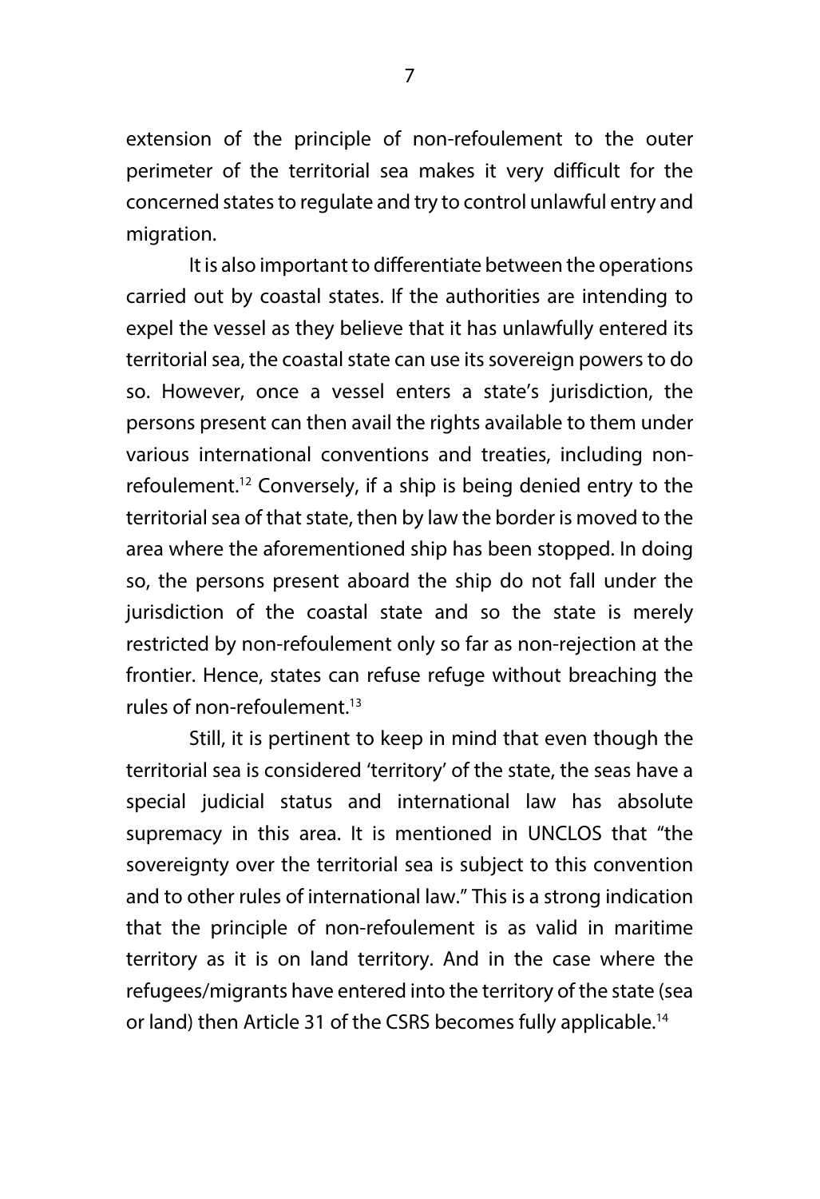extension of the principle of non-refoulement to the outer perimeter of the territorial sea makes it very difficult for the concerned states to regulate and try to control unlawful entry and migration.

It is also important to differentiate between the operations carried out by coastal states. If the authorities are intending to expel the vessel as they believe that it has unlawfully entered its territorial sea, the coastal state can use its sovereign powers to do so. However, once a vessel enters a state's jurisdiction, the persons present can then avail the rights available to them under various international conventions and treaties, including non-refoulement.[12] Conversely, if a ship is being denied entry to the territorial sea of that state, then by law the border is moved to the area where the aforementioned ship has been stopped. In doing so, the persons present aboard the ship do not fall under the jurisdiction of the coastal state and so the state is merely restricted by non-refoulement only so far as non-rejection at the frontier. Hence, states can refuse refuge without breaching the rules of non-refoulement.[13]

Still, it is pertinent to keep in mind that even though the territorial sea is considered 'territory' of the state, the seas have a special judicial status and international law has absolute supremacy in this area. It is mentioned in UNCLOS that "the sovereignty over the territorial sea is subject to this convention and to other rules of international law." This is a strong indication that the principle of non-refoulement is as valid in maritime territory as it is on land territory. And in the case where the refugees/migrants have entered into the territory of the state (sea or land) then Article 31 of the CSRS becomes fully applicable.[14]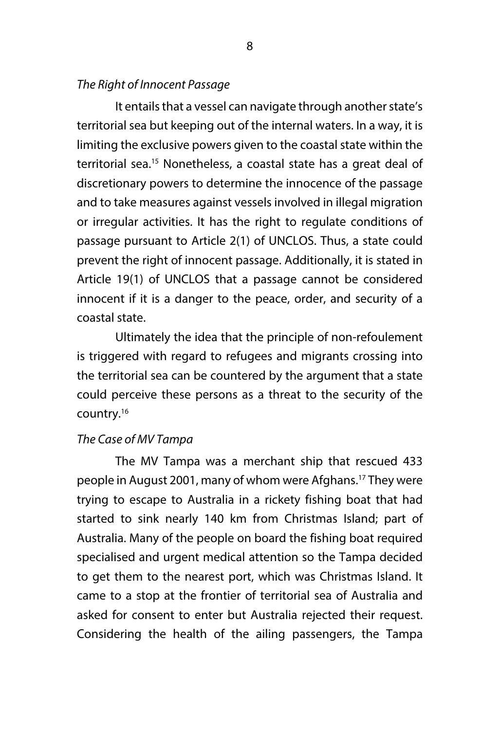*The Right of Innocent Passage*

It entails that a vessel can navigate through another state's territorial sea but keeping out of the internal waters. In a way, it is limiting the exclusive powers given to the coastal state within the territorial sea.[15] Nonetheless, a coastal state has a great deal of discretionary powers to determine the innocence of the passage and to take measures against vessels involved in illegal migration or irregular activities. It has the right to regulate conditions of passage pursuant to Article 2(1) of UNCLOS. Thus, a state could prevent the right of innocent passage. Additionally, it is stated in Article 19(1) of UNCLOS that a passage cannot be considered innocent if it is a danger to the peace, order, and security of a coastal state.

Ultimately the idea that the principle of non-refoulement is triggered with regard to refugees and migrants crossing into the territorial sea can be countered by the argument that a state could perceive these persons as a threat to the security of the country.[16]

*The Case of MV Tampa*

The MV Tampa was a merchant ship that rescued 433 people in August 2001, many of whom were Afghans.[17] They were trying to escape to Australia in a rickety fishing boat that had started to sink nearly 140 km from Christmas Island; part of Australia. Many of the people on board the fishing boat required specialised and urgent medical attention so the Tampa decided to get them to the nearest port, which was Christmas Island. It came to a stop at the frontier of territorial sea of Australia and asked for consent to enter but Australia rejected their request. Considering the health of the ailing passengers, the Tampa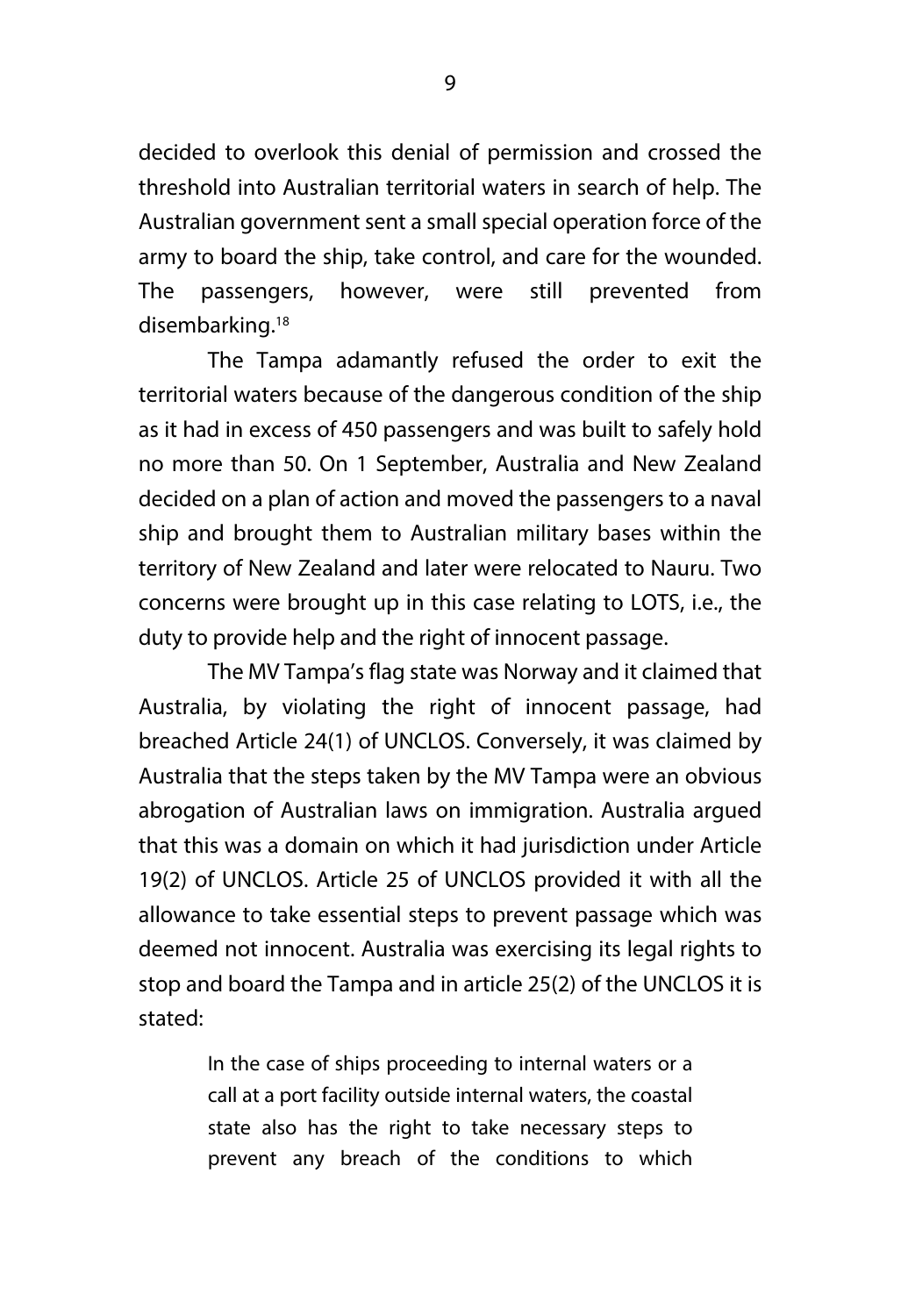decided to overlook this denial of permission and crossed the threshold into Australian territorial waters in search of help. The Australian government sent a small special operation force of the army to board the ship, take control, and care for the wounded. The passengers, however, were still prevented from disembarking.[18]

The Tampa adamantly refused the order to exit the territorial waters because of the dangerous condition of the ship as it had in excess of 450 passengers and was built to safely hold no more than 50. On 1 September, Australia and New Zealand decided on a plan of action and moved the passengers to a naval ship and brought them to Australian military bases within the territory of New Zealand and later were relocated to Nauru. Two concerns were brought up in this case relating to LOTS, i.e., the duty to provide help and the right of innocent passage.

The MV Tampa's flag state was Norway and it claimed that Australia, by violating the right of innocent passage, had breached Article 24(1) of UNCLOS. Conversely, it was claimed by Australia that the steps taken by the MV Tampa were an obvious abrogation of Australian laws on immigration. Australia argued that this was a domain on which it had jurisdiction under Article 19(2) of UNCLOS. Article 25 of UNCLOS provided it with all the allowance to take essential steps to prevent passage which was deemed not innocent. Australia was exercising its legal rights to stop and board the Tampa and in article 25(2) of the UNCLOS it is stated:

> In the case of ships proceeding to internal waters or a call at a port facility outside internal waters, the coastal state also has the right to take necessary steps to prevent any breach of the conditions to which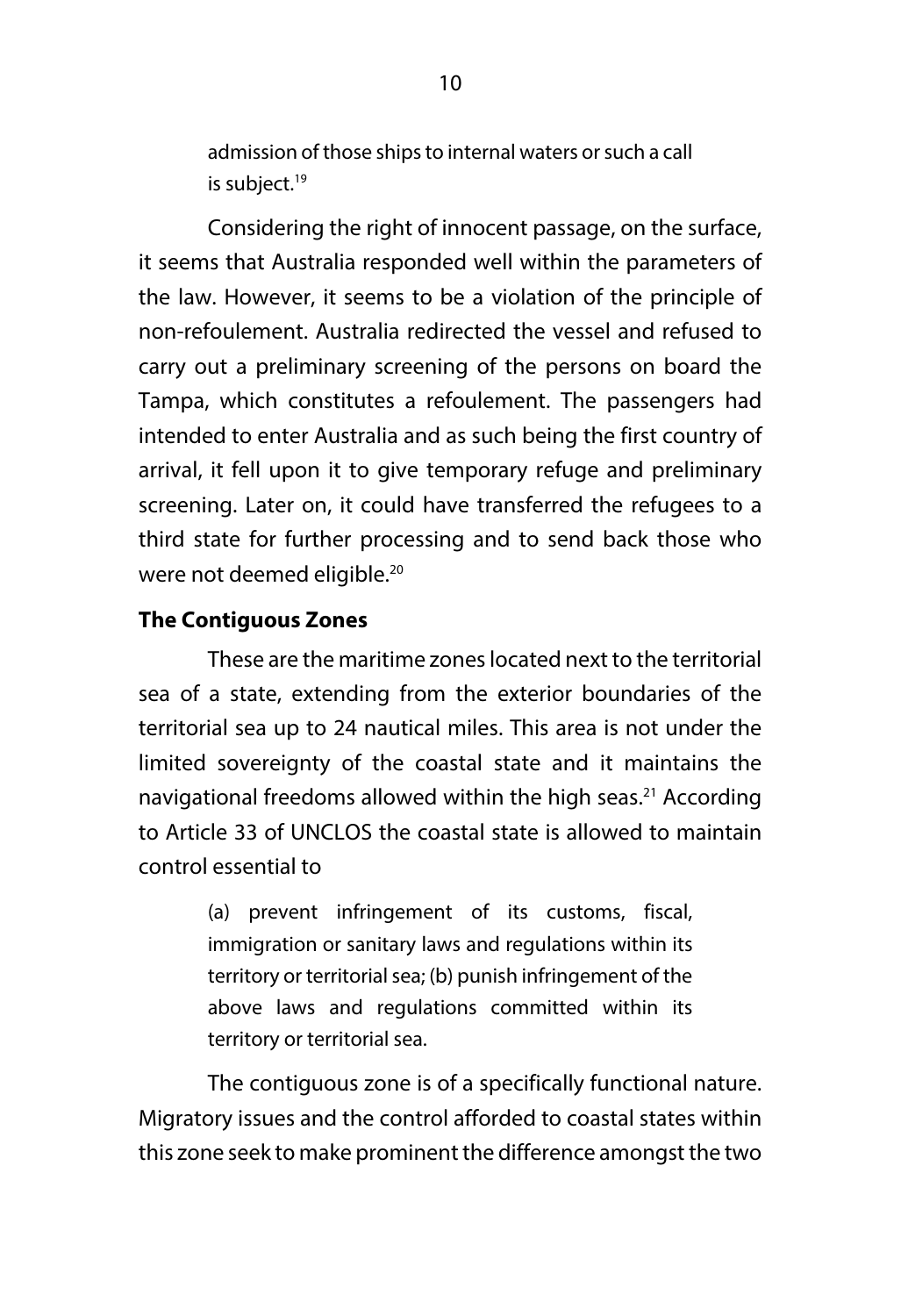admission of those ships to internal waters or such a call is subject.[19]

Considering the right of innocent passage, on the surface, it seems that Australia responded well within the parameters of the law. However, it seems to be a violation of the principle of non-refoulement. Australia redirected the vessel and refused to carry out a preliminary screening of the persons on board the Tampa, which constitutes a refoulement. The passengers had intended to enter Australia and as such being the first country of arrival, it fell upon it to give temporary refuge and preliminary screening. Later on, it could have transferred the refugees to a third state for further processing and to send back those who were not deemed eligible.[20]

**The Contiguous Zones**

These are the maritime zones located next to the territorial sea of a state, extending from the exterior boundaries of the territorial sea up to 24 nautical miles. This area is not under the limited sovereignty of the coastal state and it maintains the navigational freedoms allowed within the high seas.[21] According to Article 33 of UNCLOS the coastal state is allowed to maintain control essential to

> (a) prevent infringement of its customs, fiscal, immigration or sanitary laws and regulations within its territory or territorial sea; (b) punish infringement of the above laws and regulations committed within its territory or territorial sea.

The contiguous zone is of a specifically functional nature. Migratory issues and the control afforded to coastal states within this zone seek to make prominent the difference amongst the two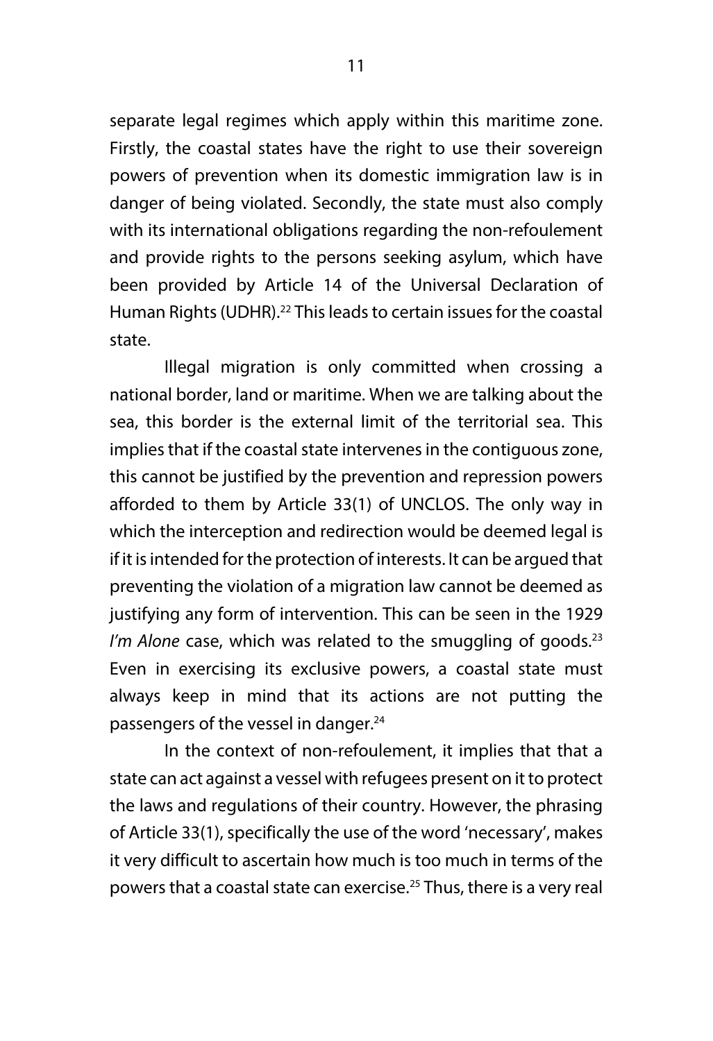separate legal regimes which apply within this maritime zone. Firstly, the coastal states have the right to use their sovereign powers of prevention when its domestic immigration law is in danger of being violated. Secondly, the state must also comply with its international obligations regarding the non-refoulement and provide rights to the persons seeking asylum, which have been provided by Article 14 of the Universal Declaration of Human Rights (UDHR).[22] This leads to certain issues for the coastal state.

Illegal migration is only committed when crossing a national border, land or maritime. When we are talking about the sea, this border is the external limit of the territorial sea. This implies that if the coastal state intervenes in the contiguous zone, this cannot be justified by the prevention and repression powers afforded to them by Article 33(1) of UNCLOS. The only way in which the interception and redirection would be deemed legal is if it is intended for the protection of interests. It can be argued that preventing the violation of a migration law cannot be deemed as justifying any form of intervention. This can be seen in the 1929 *I'm Alone* case, which was related to the smuggling of goods.[23] Even in exercising its exclusive powers, a coastal state must always keep in mind that its actions are not putting the passengers of the vessel in danger.[24]

In the context of non-refoulement, it implies that that a state can act against a vessel with refugees present on it to protect the laws and regulations of their country. However, the phrasing of Article 33(1), specifically the use of the word 'necessary', makes it very difficult to ascertain how much is too much in terms of the powers that a coastal state can exercise.[25] Thus, there is a very real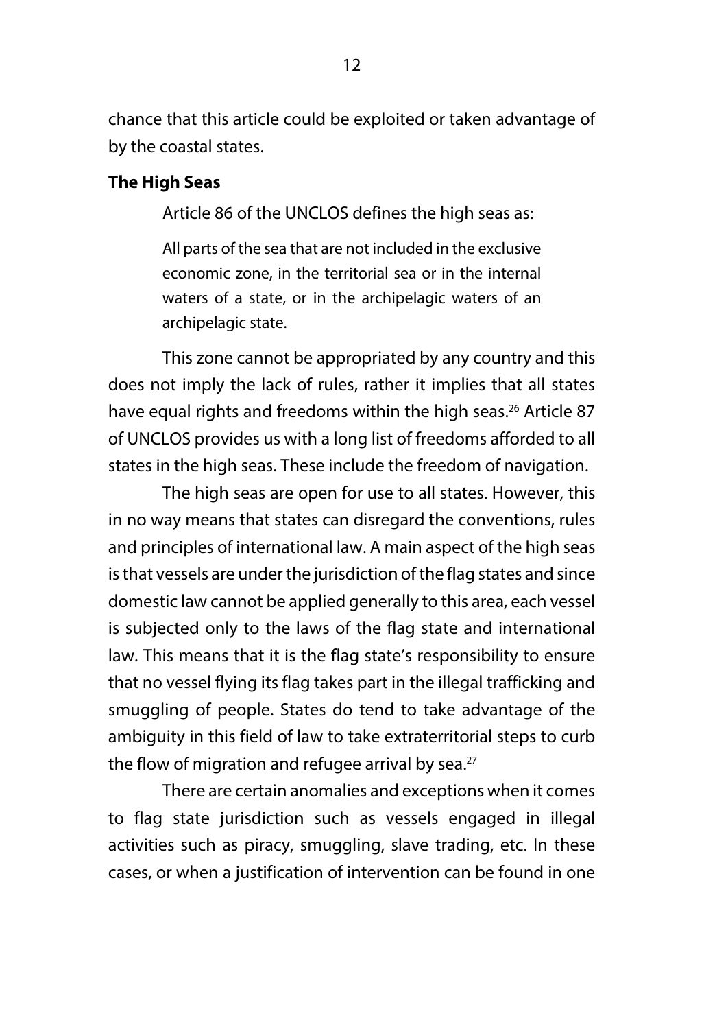chance that this article could be exploited or taken advantage of by the coastal states.

**The High Seas**

Article 86 of the UNCLOS defines the high seas as:

> All parts of the sea that are not included in the exclusive economic zone, in the territorial sea or in the internal waters of a state, or in the archipelagic waters of an archipelagic state.

This zone cannot be appropriated by any country and this does not imply the lack of rules, rather it implies that all states have equal rights and freedoms within the high seas.[26] Article 87 of UNCLOS provides us with a long list of freedoms afforded to all states in the high seas. These include the freedom of navigation.

The high seas are open for use to all states. However, this in no way means that states can disregard the conventions, rules and principles of international law. A main aspect of the high seas is that vessels are under the jurisdiction of the flag states and since domestic law cannot be applied generally to this area, each vessel is subjected only to the laws of the flag state and international law. This means that it is the flag state's responsibility to ensure that no vessel flying its flag takes part in the illegal trafficking and smuggling of people. States do tend to take advantage of the ambiguity in this field of law to take extraterritorial steps to curb the flow of migration and refugee arrival by sea.[27]

There are certain anomalies and exceptions when it comes to flag state jurisdiction such as vessels engaged in illegal activities such as piracy, smuggling, slave trading, etc. In these cases, or when a justification of intervention can be found in one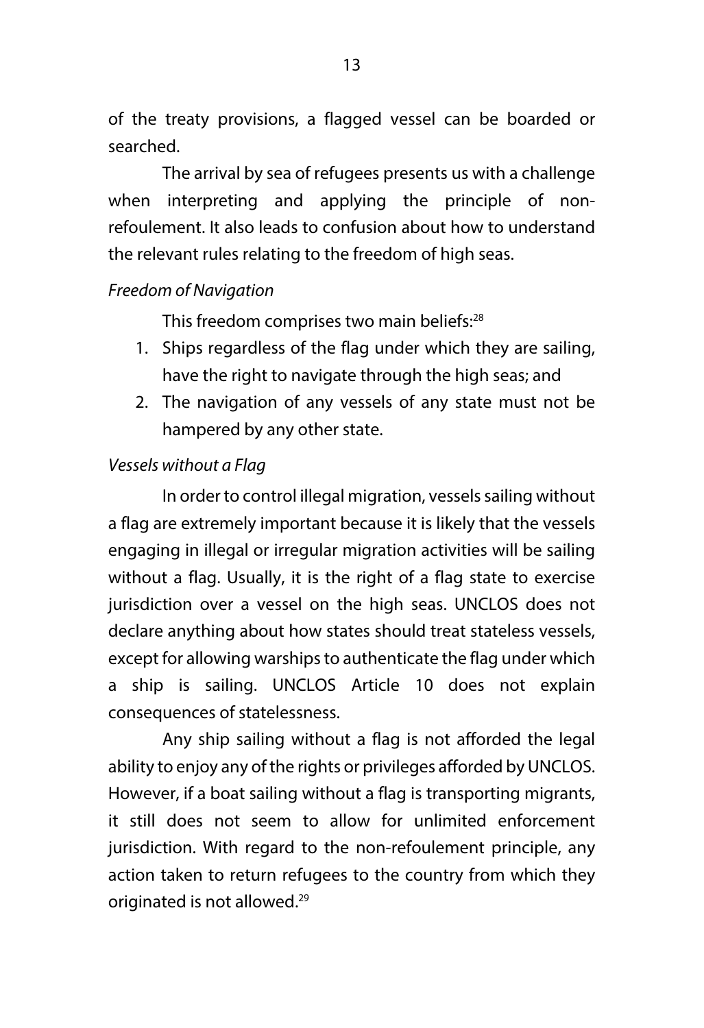of the treaty provisions, a flagged vessel can be boarded or searched.

The arrival by sea of refugees presents us with a challenge when interpreting and applying the principle of non-refoulement. It also leads to confusion about how to understand the relevant rules relating to the freedom of high seas.

*Freedom of Navigation*

This freedom comprises two main beliefs:[28]

1. Ships regardless of the flag under which they are sailing, have the right to navigate through the high seas; and
2. The navigation of any vessels of any state must not be hampered by any other state.

*Vessels without a Flag*

In order to control illegal migration, vessels sailing without a flag are extremely important because it is likely that the vessels engaging in illegal or irregular migration activities will be sailing without a flag. Usually, it is the right of a flag state to exercise jurisdiction over a vessel on the high seas. UNCLOS does not declare anything about how states should treat stateless vessels, except for allowing warships to authenticate the flag under which a ship is sailing. UNCLOS Article 10 does not explain consequences of statelessness.

Any ship sailing without a flag is not afforded the legal ability to enjoy any of the rights or privileges afforded by UNCLOS. However, if a boat sailing without a flag is transporting migrants, it still does not seem to allow for unlimited enforcement jurisdiction. With regard to the non-refoulement principle, any action taken to return refugees to the country from which they originated is not allowed.[29]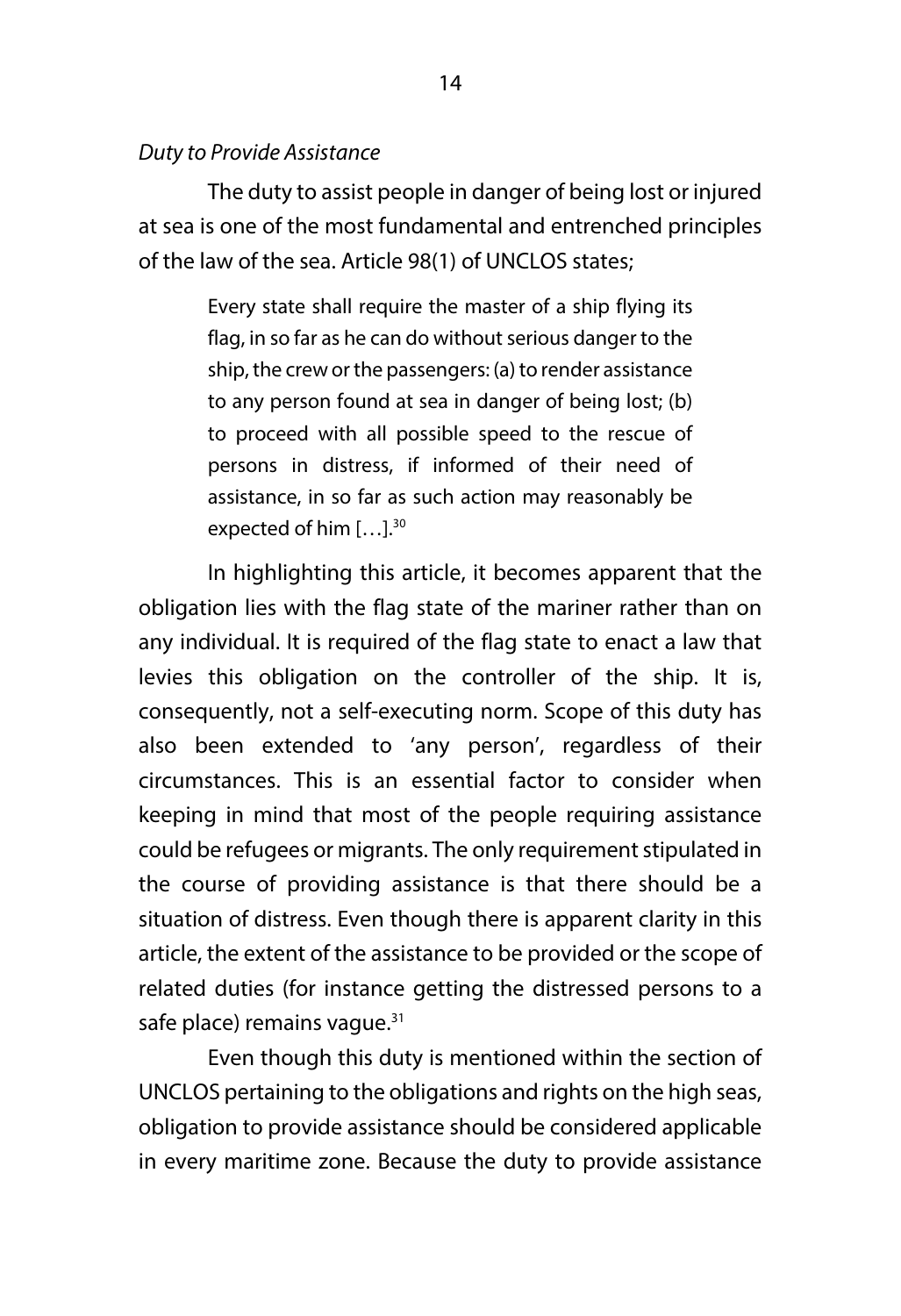*Duty to Provide Assistance*

The duty to assist people in danger of being lost or injured at sea is one of the most fundamental and entrenched principles of the law of the sea. Article 98(1) of UNCLOS states;

> Every state shall require the master of a ship flying its flag, in so far as he can do without serious danger to the ship, the crew or the passengers: (a) to render assistance to any person found at sea in danger of being lost; (b) to proceed with all possible speed to the rescue of persons in distress, if informed of their need of assistance, in so far as such action may reasonably be expected of him […].[30]

In highlighting this article, it becomes apparent that the obligation lies with the flag state of the mariner rather than on any individual. It is required of the flag state to enact a law that levies this obligation on the controller of the ship. It is, consequently, not a self-executing norm. Scope of this duty has also been extended to 'any person', regardless of their circumstances. This is an essential factor to consider when keeping in mind that most of the people requiring assistance could be refugees or migrants. The only requirement stipulated in the course of providing assistance is that there should be a situation of distress. Even though there is apparent clarity in this article, the extent of the assistance to be provided or the scope of related duties (for instance getting the distressed persons to a safe place) remains vague.[31]

Even though this duty is mentioned within the section of UNCLOS pertaining to the obligations and rights on the high seas, obligation to provide assistance should be considered applicable in every maritime zone. Because the duty to provide assistance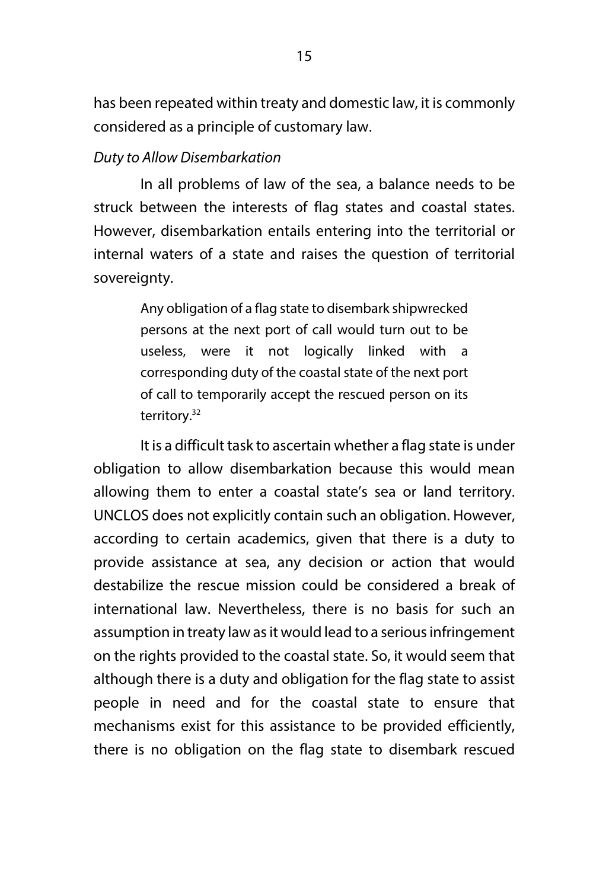has been repeated within treaty and domestic law, it is commonly considered as a principle of customary law.

*Duty to Allow Disembarkation*

In all problems of law of the sea, a balance needs to be struck between the interests of flag states and coastal states. However, disembarkation entails entering into the territorial or internal waters of a state and raises the question of territorial sovereignty.

> Any obligation of a flag state to disembark shipwrecked persons at the next port of call would turn out to be useless, were it not logically linked with a corresponding duty of the coastal state of the next port of call to temporarily accept the rescued person on its territory.[32]

It is a difficult task to ascertain whether a flag state is under obligation to allow disembarkation because this would mean allowing them to enter a coastal state's sea or land territory. UNCLOS does not explicitly contain such an obligation. However, according to certain academics, given that there is a duty to provide assistance at sea, any decision or action that would destabilize the rescue mission could be considered a break of international law. Nevertheless, there is no basis for such an assumption in treaty law as it would lead to a serious infringement on the rights provided to the coastal state. So, it would seem that although there is a duty and obligation for the flag state to assist people in need and for the coastal state to ensure that mechanisms exist for this assistance to be provided efficiently, there is no obligation on the flag state to disembark rescued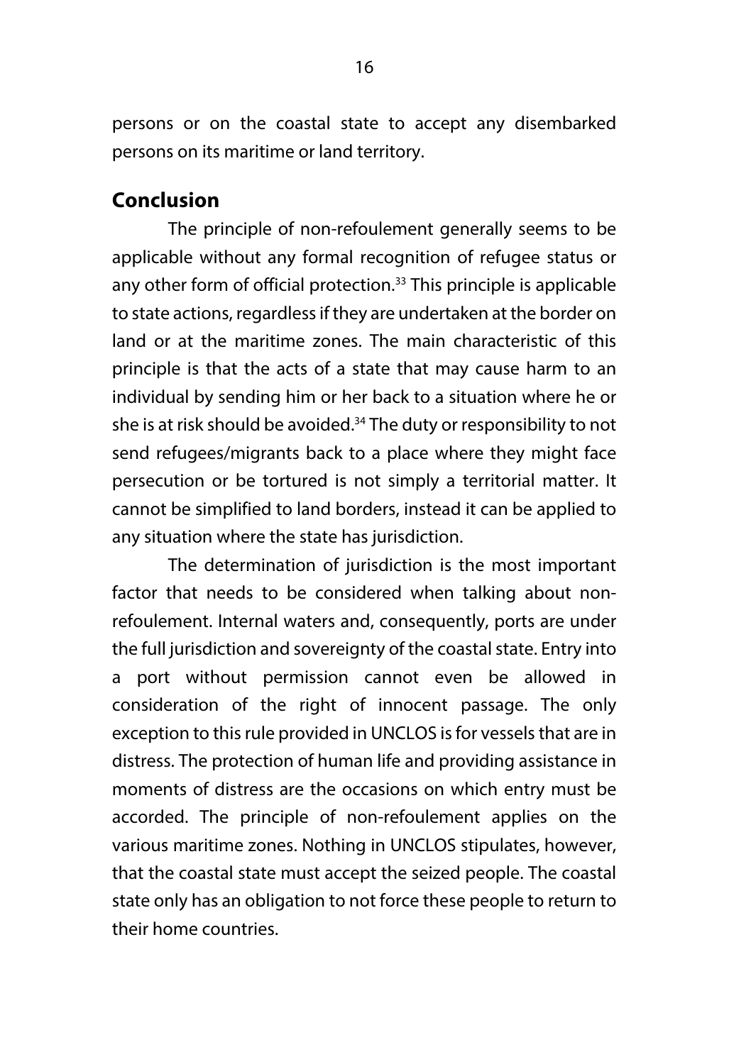persons or on the coastal state to accept any disembarked persons on its maritime or land territory.

## Conclusion

The principle of non-refoulement generally seems to be applicable without any formal recognition of refugee status or any other form of official protection.[33] This principle is applicable to state actions, regardless if they are undertaken at the border on land or at the maritime zones. The main characteristic of this principle is that the acts of a state that may cause harm to an individual by sending him or her back to a situation where he or she is at risk should be avoided.[34] The duty or responsibility to not send refugees/migrants back to a place where they might face persecution or be tortured is not simply a territorial matter. It cannot be simplified to land borders, instead it can be applied to any situation where the state has jurisdiction.

The determination of jurisdiction is the most important factor that needs to be considered when talking about non-refoulement. Internal waters and, consequently, ports are under the full jurisdiction and sovereignty of the coastal state. Entry into a port without permission cannot even be allowed in consideration of the right of innocent passage. The only exception to this rule provided in UNCLOS is for vessels that are in distress. The protection of human life and providing assistance in moments of distress are the occasions on which entry must be accorded. The principle of non-refoulement applies on the various maritime zones. Nothing in UNCLOS stipulates, however, that the coastal state must accept the seized people. The coastal state only has an obligation to not force these people to return to their home countries.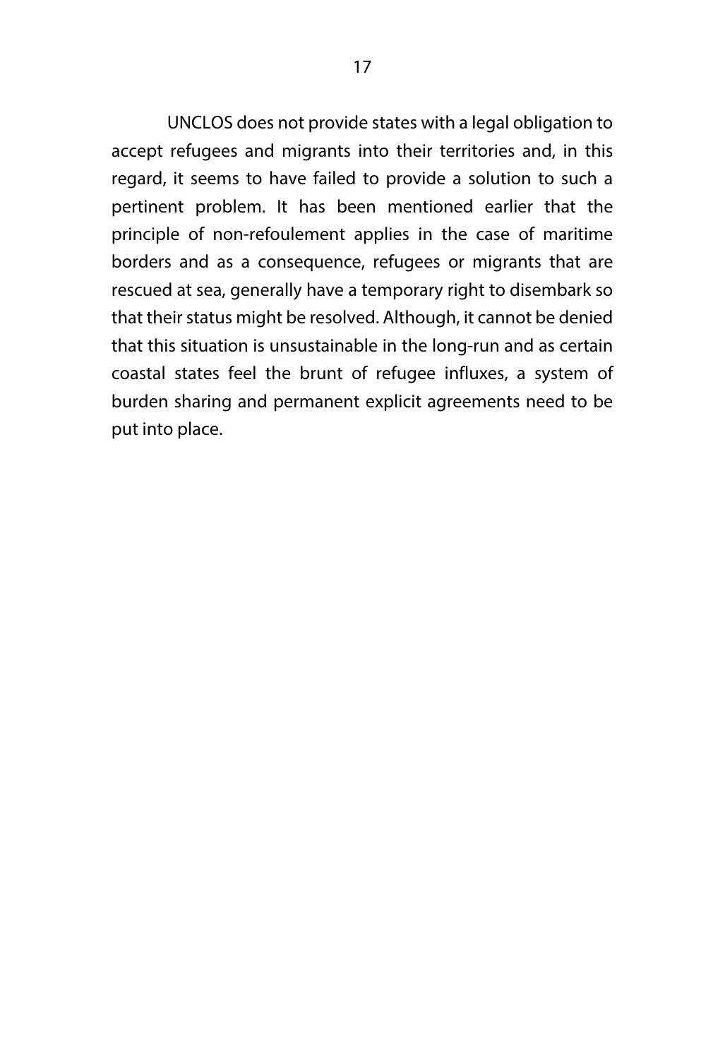UNCLOS does not provide states with a legal obligation to accept refugees and migrants into their territories and, in this regard, it seems to have failed to provide a solution to such a pertinent problem. It has been mentioned earlier that the principle of non-refoulement applies in the case of maritime borders and as a consequence, refugees or migrants that are rescued at sea, generally have a temporary right to disembark so that their status might be resolved. Although, it cannot be denied that this situation is unsustainable in the long-run and as certain coastal states feel the brunt of refugee influxes, a system of burden sharing and permanent explicit agreements need to be put into place.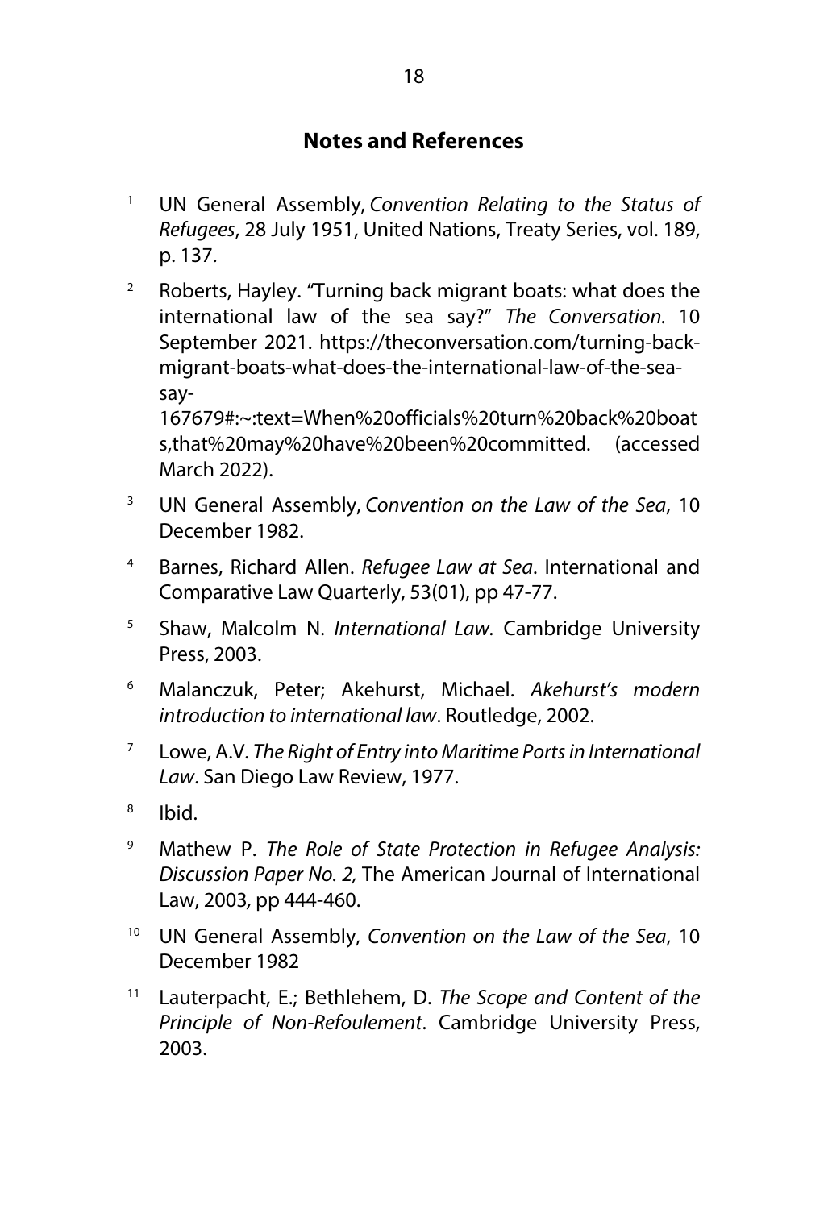## Notes and References

1. UN General Assembly, *Convention Relating to the Status of Refugees*, 28 July 1951, United Nations, Treaty Series, vol. 189, p. 137.

2. Roberts, Hayley. "Turning back migrant boats: what does the international law of the sea say?" *The Conversation*. 10 September 2021. https://theconversation.com/turning-back-migrant-boats-what-does-the-international-law-of-the-sea-say-167679#:~:text=When%20officials%20turn%20back%20boats,that%20may%20have%20been%20committed. (accessed March 2022).

3. UN General Assembly, *Convention on the Law of the Sea*, 10 December 1982.

4. Barnes, Richard Allen. *Refugee Law at Sea*. International and Comparative Law Quarterly, 53(01), pp 47-77.

5. Shaw, Malcolm N. *International Law*. Cambridge University Press, 2003.

6. Malanczuk, Peter; Akehurst, Michael. *Akehurst's modern introduction to international law*. Routledge, 2002.

7. Lowe, A.V. *The Right of Entry into Maritime Ports in International Law*. San Diego Law Review, 1977.

8. Ibid.

9. Mathew P. *The Role of State Protection in Refugee Analysis: Discussion Paper No. 2,* The American Journal of International Law, 2003, pp 444-460.

10. UN General Assembly, *Convention on the Law of the Sea*, 10 December 1982

11. Lauterpacht, E.; Bethlehem, D. *The Scope and Content of the Principle of Non-Refoulement*. Cambridge University Press, 2003.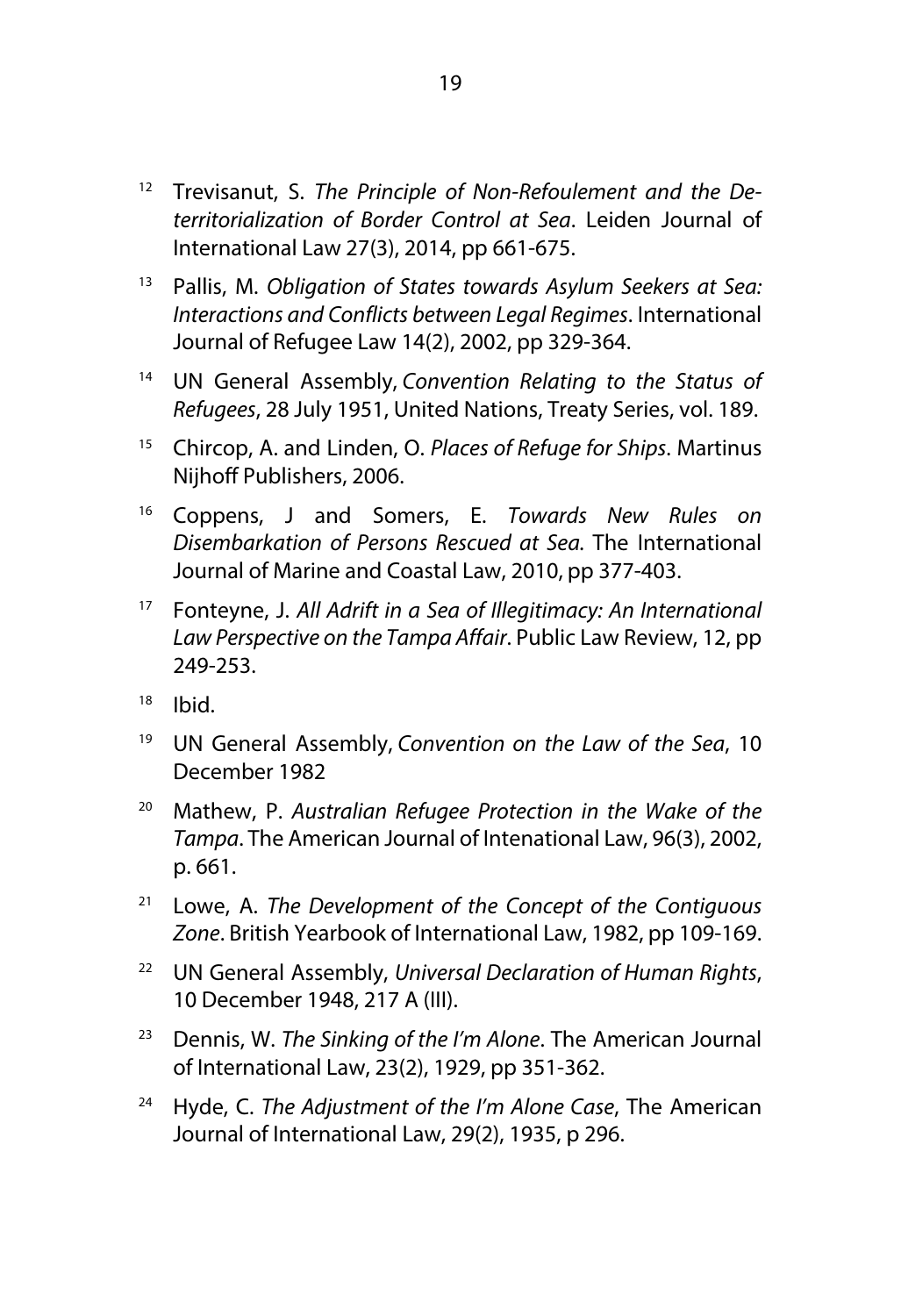[12] Trevisanut, S. *The Principle of Non-Refoulement and the De-territorialization of Border Control at Sea*. Leiden Journal of International Law 27(3), 2014, pp 661-675.

[13] Pallis, M. *Obligation of States towards Asylum Seekers at Sea: Interactions and Conflicts between Legal Regimes*. International Journal of Refugee Law 14(2), 2002, pp 329-364.

[14] UN General Assembly, *Convention Relating to the Status of Refugees*, 28 July 1951, United Nations, Treaty Series, vol. 189.

[15] Chircop, A. and Linden, O. *Places of Refuge for Ships*. Martinus Nijhoff Publishers, 2006.

[16] Coppens, J and Somers, E. *Towards New Rules on Disembarkation of Persons Rescued at Sea*. The International Journal of Marine and Coastal Law, 2010, pp 377-403.

[17] Fonteyne, J. *All Adrift in a Sea of Illegitimacy: An International Law Perspective on the Tampa Affair*. Public Law Review, 12, pp 249-253.

[18] Ibid.

[19] UN General Assembly, *Convention on the Law of the Sea*, 10 December 1982

[20] Mathew, P. *Australian Refugee Protection in the Wake of the Tampa*. The American Journal of Intenational Law, 96(3), 2002, p. 661.

[21] Lowe, A. *The Development of the Concept of the Contiguous Zone*. British Yearbook of International Law, 1982, pp 109-169.

[22] UN General Assembly, *Universal Declaration of Human Rights*, 10 December 1948, 217 A (III).

[23] Dennis, W. *The Sinking of the I'm Alone*. The American Journal of International Law, 23(2), 1929, pp 351-362.

[24] Hyde, C. *The Adjustment of the I'm Alone Case*, The American Journal of International Law, 29(2), 1935, p 296.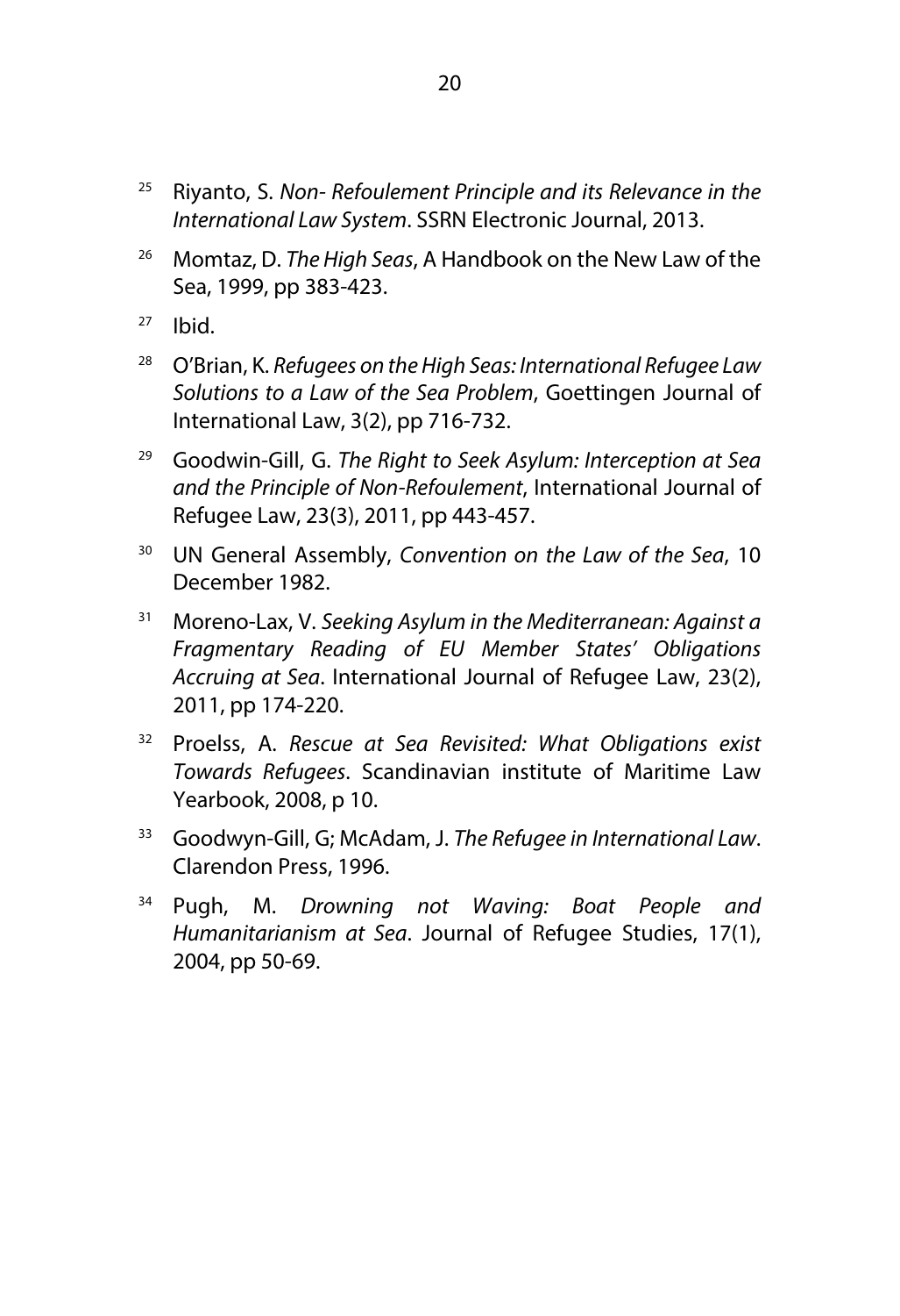[25] Riyanto, S. *Non- Refoulement Principle and its Relevance in the International Law System*. SSRN Electronic Journal, 2013.

[26] Momtaz, D. *The High Seas*, A Handbook on the New Law of the Sea, 1999, pp 383-423.

[27] Ibid.

[28] O'Brian, K. *Refugees on the High Seas: International Refugee Law Solutions to a Law of the Sea Problem*, Goettingen Journal of International Law, 3(2), pp 716-732.

[29] Goodwin-Gill, G. *The Right to Seek Asylum: Interception at Sea and the Principle of Non-Refoulement*, International Journal of Refugee Law, 23(3), 2011, pp 443-457.

[30] UN General Assembly, *Convention on the Law of the Sea*, 10 December 1982.

[31] Moreno-Lax, V. *Seeking Asylum in the Mediterranean: Against a Fragmentary Reading of EU Member States' Obligations Accruing at Sea*. International Journal of Refugee Law, 23(2), 2011, pp 174-220.

[32] Proelss, A. *Rescue at Sea Revisited: What Obligations exist Towards Refugees*. Scandinavian institute of Maritime Law Yearbook, 2008, p 10.

[33] Goodwyn-Gill, G; McAdam, J. *The Refugee in International Law*. Clarendon Press, 1996.

[34] Pugh, M. *Drowning not Waving: Boat People and Humanitarianism at Sea*. Journal of Refugee Studies, 17(1), 2004, pp 50-69.